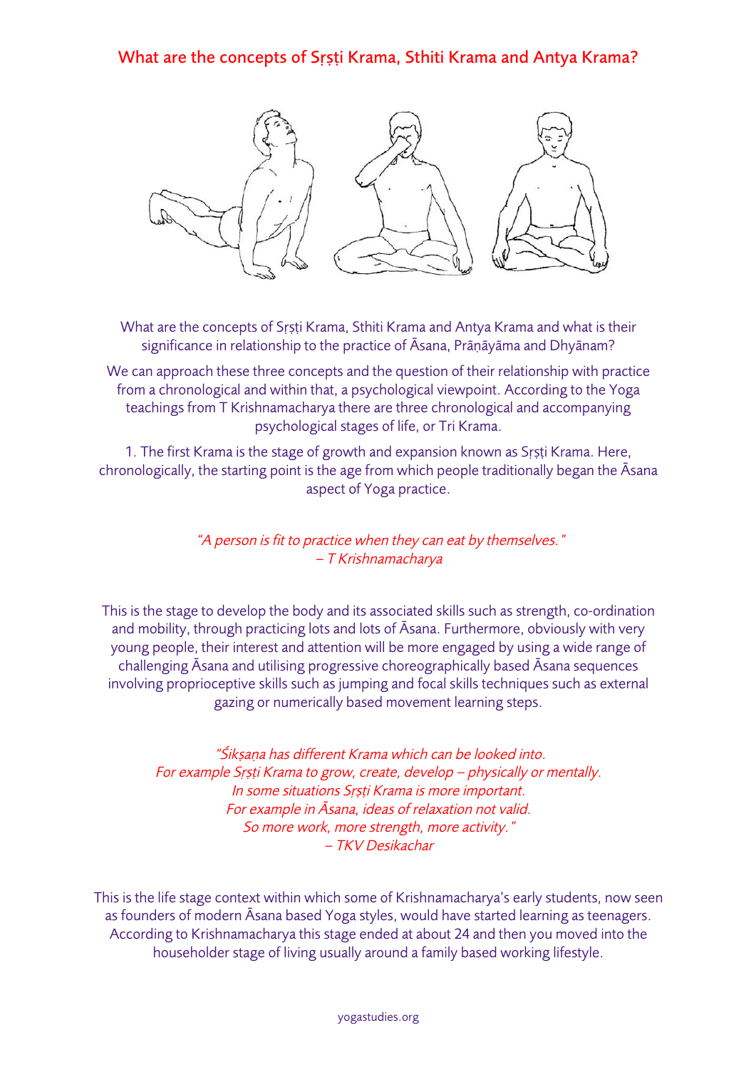# What are the concepts of Sṛṣṭi Krama, Sthiti Krama and Antya Krama?

What are the concepts of Sṛṣṭi Krama, Sthiti Krama and Antya Krama and what is their significance in relationship to the practice of Āsana, Prāṇāyāma and Dhyānam?

We can approach these three concepts and the question of their relationship with practice from a chronological and within that, a psychological viewpoint. According to the Yoga teachings from T Krishnamacharya there are three chronological and accompanying psychological stages of life, or Tri Krama.

1. The first Krama is the stage of growth and expansion known as Sṛṣṭi Krama. Here, chronologically, the starting point is the age from which people traditionally began the Āsana aspect of Yoga practice.

*"A person is fit to practice when they can eat by themselves."*
*– T Krishnamacharya*

This is the stage to develop the body and its associated skills such as strength, co-ordination and mobility, through practicing lots and lots of Āsana. Furthermore, obviously with very young people, their interest and attention will be more engaged by using a wide range of challenging Āsana and utilising progressive choreographically based Āsana sequences involving proprioceptive skills such as jumping and focal skills techniques such as external gazing or numerically based movement learning steps.

*"Śikṣaṇa has different Krama which can be looked into.*
*For example Sṛṣṭi Krama to grow, create, develop – physically or mentally.*
*In some situations Sṛṣṭi Krama is more important.*
*For example in Āsana, ideas of relaxation not valid.*
*So more work, more strength, more activity."*
*– TKV Desikachar*

This is the life stage context within which some of Krishnamacharya's early students, now seen as founders of modern Āsana based Yoga styles, would have started learning as teenagers. According to Krishnamacharya this stage ended at about 24 and then you moved into the householder stage of living usually around a family based working lifestyle.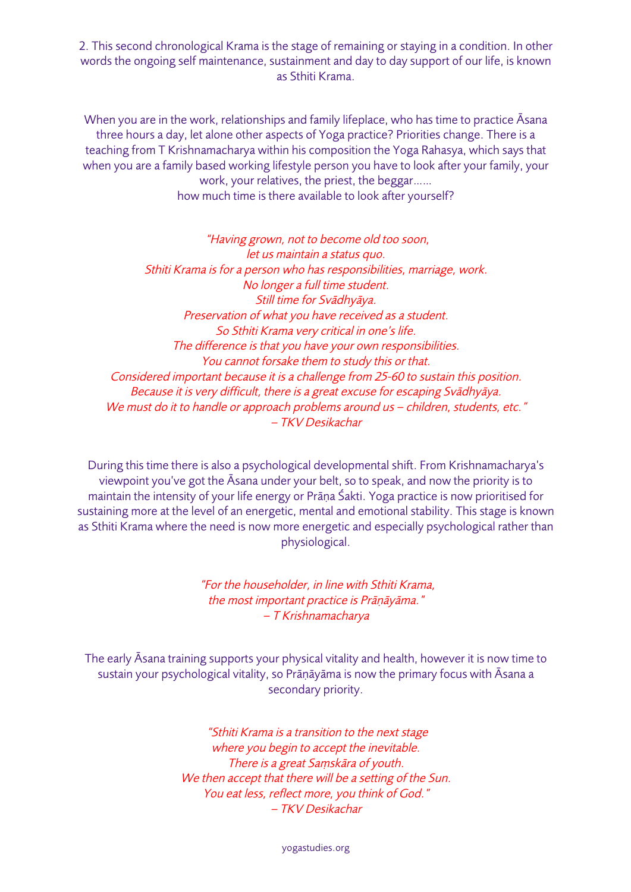2. This second chronological Krama is the stage of remaining or staying in a condition. In other words the ongoing self maintenance, sustainment and day to day support of our life, is known as Sthiti Krama.

When you are in the work, relationships and family lifeplace, who has time to practice Āsana three hours a day, let alone other aspects of Yoga practice? Priorities change. There is a teaching from T Krishnamacharya within his composition the Yoga Rahasya, which says that when you are a family based working lifestyle person you have to look after your family, your work, your relatives, the priest, the beggar……
how much time is there available to look after yourself?

*"Having grown, not to become old too soon,*
*let us maintain a status quo.*
*Sthiti Krama is for a person who has responsibilities, marriage, work.*
*No longer a full time student.*
*Still time for Svādhyāya.*
*Preservation of what you have received as a student.*
*So Sthiti Krama very critical in one's life.*
*The difference is that you have your own responsibilities.*
*You cannot forsake them to study this or that.*
*Considered important because it is a challenge from 25-60 to sustain this position.*
*Because it is very difficult, there is a great excuse for escaping Svādhyāya.*
*We must do it to handle or approach problems around us – children, students, etc."*
*– TKV Desikachar*

During this time there is also a psychological developmental shift. From Krishnamacharya's viewpoint you've got the Āsana under your belt, so to speak, and now the priority is to maintain the intensity of your life energy or Prāṇa Śakti. Yoga practice is now prioritised for sustaining more at the level of an energetic, mental and emotional stability. This stage is known as Sthiti Krama where the need is now more energetic and especially psychological rather than physiological.

*"For the householder, in line with Sthiti Krama,*
*the most important practice is Prāṇāyāma."*
*– T Krishnamacharya*

The early Āsana training supports your physical vitality and health, however it is now time to sustain your psychological vitality, so Prāṇāyāma is now the primary focus with Āsana a secondary priority.

*"Sthiti Krama is a transition to the next stage*
*where you begin to accept the inevitable.*
*There is a great Saṃskāra of youth.*
*We then accept that there will be a setting of the Sun.*
*You eat less, reflect more, you think of God."*
*– TKV Desikachar*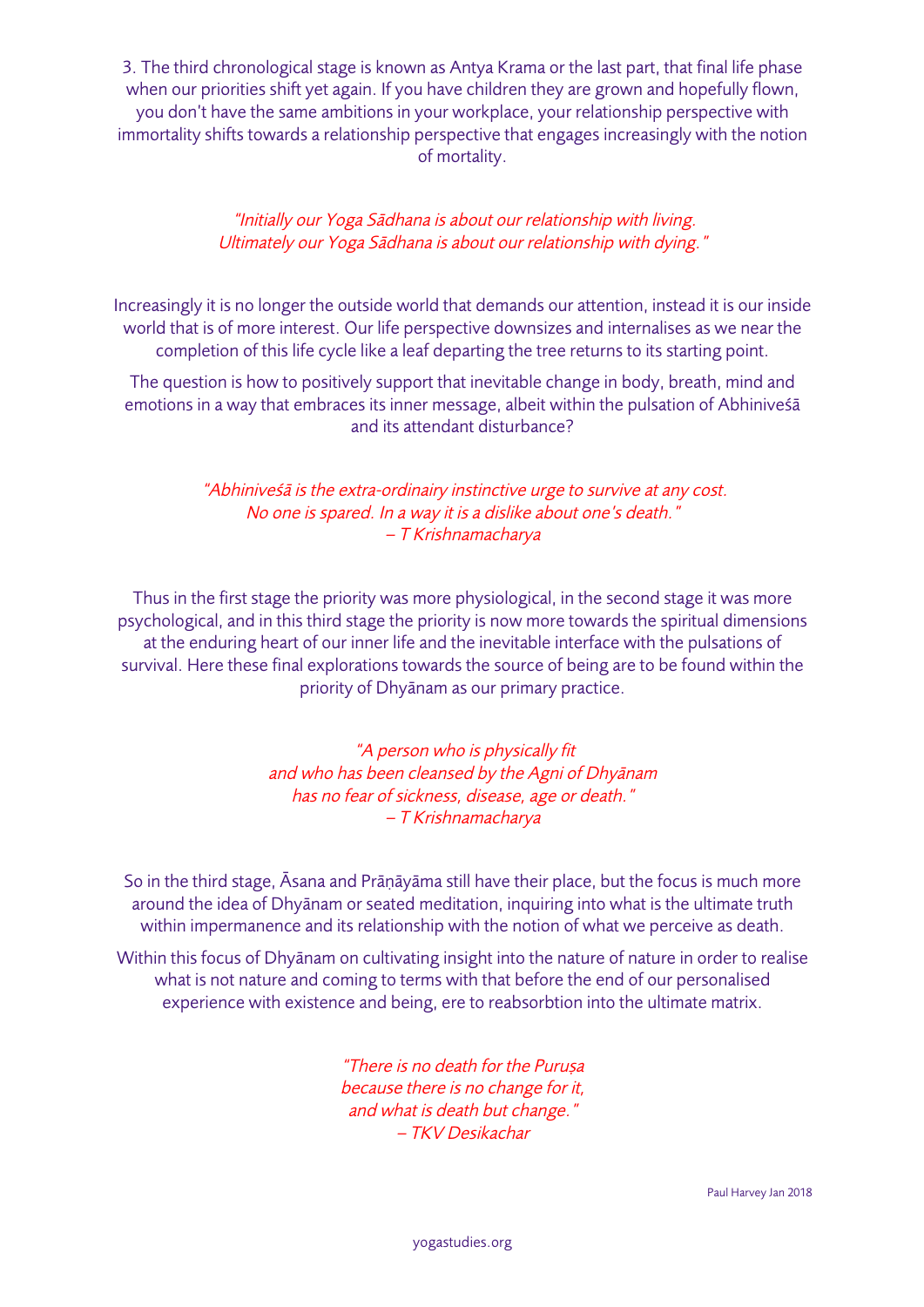3. The third chronological stage is known as Antya Krama or the last part, that final life phase when our priorities shift yet again. If you have children they are grown and hopefully flown, you don't have the same ambitions in your workplace, your relationship perspective with immortality shifts towards a relationship perspective that engages increasingly with the notion of mortality.

*"Initially our Yoga Sādhana is about our relationship with living.
Ultimately our Yoga Sādhana is about our relationship with dying."*

Increasingly it is no longer the outside world that demands our attention, instead it is our inside world that is of more interest. Our life perspective downsizes and internalises as we near the completion of this life cycle like a leaf departing the tree returns to its starting point.

The question is how to positively support that inevitable change in body, breath, mind and emotions in a way that embraces its inner message, albeit within the pulsation of Abhiniveśā and its attendant disturbance?

*"Abhiniveśā is the extra-ordinairy instinctive urge to survive at any cost.
No one is spared. In a way it is a dislike about one's death."
– T Krishnamacharya*

Thus in the first stage the priority was more physiological, in the second stage it was more psychological, and in this third stage the priority is now more towards the spiritual dimensions at the enduring heart of our inner life and the inevitable interface with the pulsations of survival. Here these final explorations towards the source of being are to be found within the priority of Dhyānam as our primary practice.

*"A person who is physically fit
and who has been cleansed by the Agni of Dhyānam
has no fear of sickness, disease, age or death."
– T Krishnamacharya*

So in the third stage, Āsana and Prāṇāyāma still have their place, but the focus is much more around the idea of Dhyānam or seated meditation, inquiring into what is the ultimate truth within impermanence and its relationship with the notion of what we perceive as death.

Within this focus of Dhyānam on cultivating insight into the nature of nature in order to realise what is not nature and coming to terms with that before the end of our personalised experience with existence and being, ere to reabsorbtion into the ultimate matrix.

*"There is no death for the Puruṣa
because there is no change for it,
and what is death but change."
– TKV Desikachar*

Paul Harvey Jan 2018

yogastudies.org